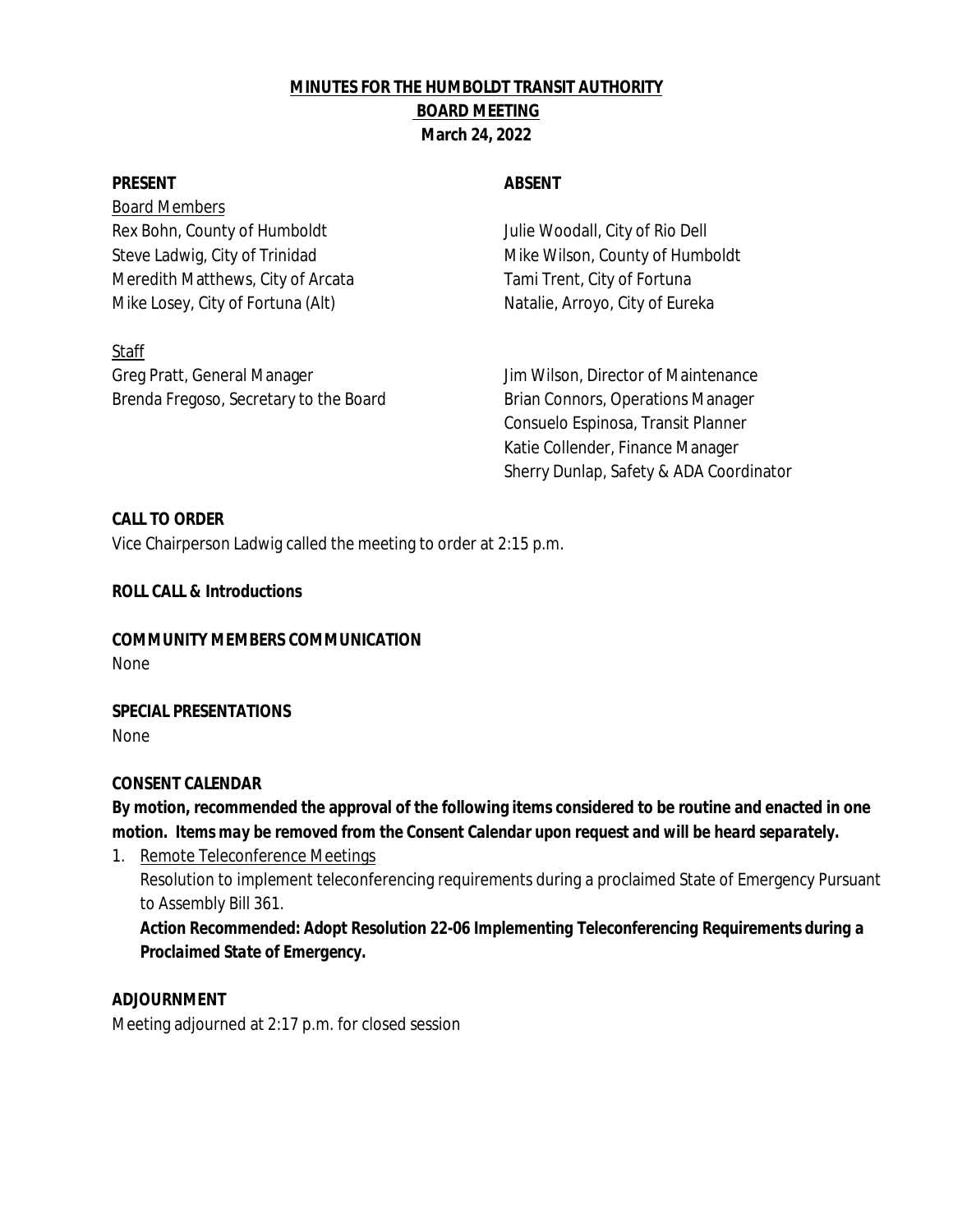# MINUTES FOR THE HUMBOLDT TRANSIT AUTHORITY BOARD MEETING

**March 24, 2022**

| **PRESENT** | **ABSENT** |
|---|---|
| Board Members | |
| Rex Bohn, County of Humboldt | Julie Woodall, City of Rio Dell |
| Steve Ladwig, City of Trinidad | Mike Wilson, County of Humboldt |
| Meredith Matthews, City of Arcata | Tami Trent, City of Fortuna |
| Mike Losey, City of Fortuna (Alt) | Natalie, Arroyo, City of Eureka |
| Staff | |
| Greg Pratt, General Manager | Jim Wilson, Director of Maintenance |
| Brenda Fregoso, Secretary to the Board | Brian Connors, Operations Manager |
| | Consuelo Espinosa, Transit Planner |
| | Katie Collender, Finance Manager |
| | Sherry Dunlap, Safety & ADA Coordinator |

**CALL TO ORDER**

Vice Chairperson Ladwig called the meeting to order at 2:15 p.m.

**ROLL CALL & Introductions**

**COMMUNITY MEMBERS COMMUNICATION**

None

**SPECIAL PRESENTATIONS**

None

**CONSENT CALENDAR**

**By motion, recommended the approval of the following items considered to be routine and enacted in one motion.** ***Items may be removed from the Consent Calendar upon request and will be heard separately.***

1. Remote Teleconference Meetings
   Resolution to implement teleconferencing requirements during a proclaimed State of Emergency Pursuant to Assembly Bill 361.
   **Action Recommended: Adopt Resolution 22-06 Implementing Teleconferencing Requirements during a** ***Proclaimed State of Emergency.***

**ADJOURNMENT**

Meeting adjourned at 2:17 p.m. for closed session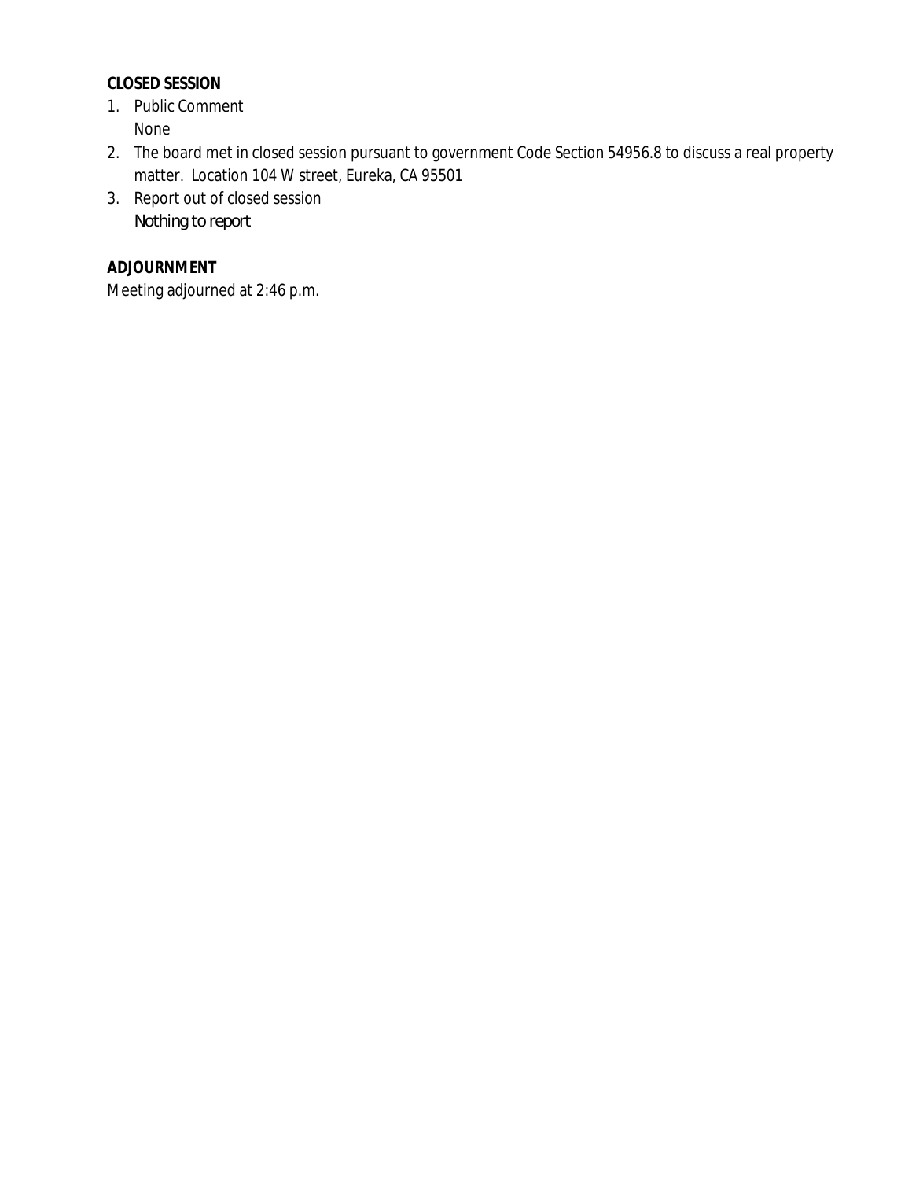**CLOSED SESSION**

1. Public Comment
   None
2. The board met in closed session pursuant to government Code Section 54956.8 to discuss a real property matter.  Location 104 W street, Eureka, CA 95501
3. Report out of closed session
   *Nothing to report*

**ADJOURNMENT**

Meeting adjourned at 2:46 p.m.